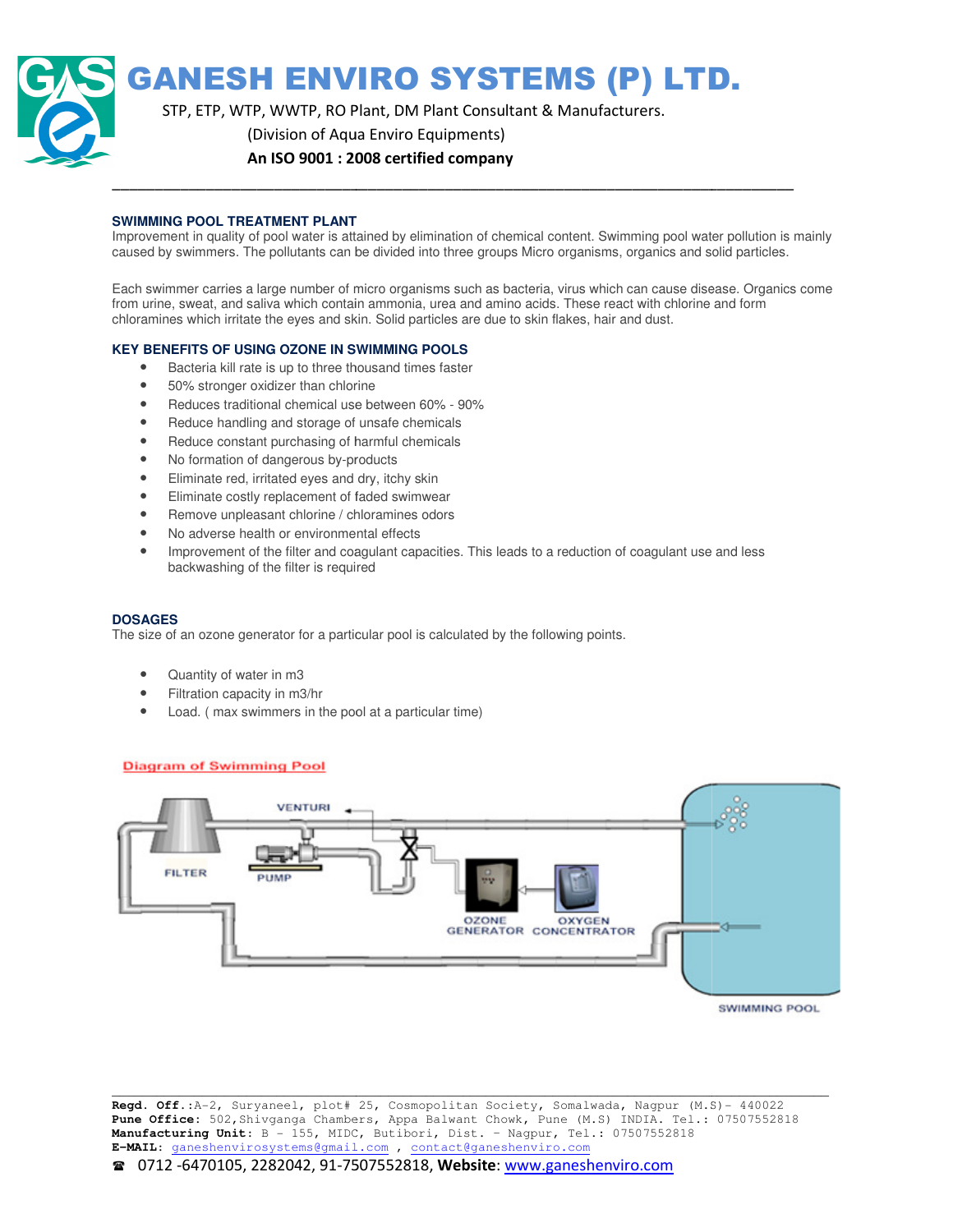# GANESH ENVIRO SYSTEMS (P) LTD.

STP, ETP, WTP, WWTP, RO Plant, DM Plant Consultant & Manufacturers.

(Division of Aqua Enviro Equipments)

**An ISO 9001 : 2008 certified company**

---

## SWIMMING POOL TREATMENT PLANT

Improvement in quality of pool water is attained by elimination of chemical content. Swimming pool water pollution is mainly caused by swimmers. The pollutants can be divided into three groups Micro organisms, organics and solid particles.

Each swimmer carries a large number of micro organisms such as bacteria, virus which can cause disease. Organics come from urine, sweat, and saliva which contain ammonia, urea and amino acids. These react with chlorine and form chloramines which irritate the eyes and skin. Solid particles are due to skin flakes, hair and dust.

## KEY BENEFITS OF USING OZONE IN SWIMMING POOLS

- Bacteria kill rate is up to three thousand times faster
- 50% stronger oxidizer than chlorine
- Reduces traditional chemical use between 60% - 90%
- Reduce handling and storage of unsafe chemicals
- Reduce constant purchasing of harmful chemicals
- No formation of dangerous by-products
- Eliminate red, irritated eyes and dry, itchy skin
- Eliminate costly replacement of faded swimwear
- Remove unpleasant chlorine / chloramines odors
- No adverse health or environmental effects
- Improvement of the filter and coagulant capacities. This leads to a reduction of coagulant use and less backwashing of the filter is required

## DOSAGES

The size of an ozone generator for a particular pool is calculated by the following points.

- Quantity of water in m3
- Filtration capacity in m3/hr
- Load. ( max swimmers in the pool at a particular time)

**Diagram of Swimming Pool**

FILTER, VENTURI, PUMP, OZONE GENERATOR, OXYGEN CONCENTRATOR, SWIMMING POOL

---

**Regd. Off.**:A-2, Suryaneel, plot# 25, Cosmopolitan Society, Somalwada, Nagpur (M.S)- 440022
**Pune Office**: 502,Shivganga Chambers, Appa Balwant Chowk, Pune (M.S) INDIA. Tel.: 07507552818
**Manufacturing Unit**: B - 155, MIDC, Butibori, Dist. - Nagpur, Tel.: 07507552818
**E-MAIL**: ganeshenvirosystems@gmail.com , contact@ganeshenviro.com
☎ 0712 -6470105, 2282042, 91-7507552818, **Website**: www.ganeshenviro.com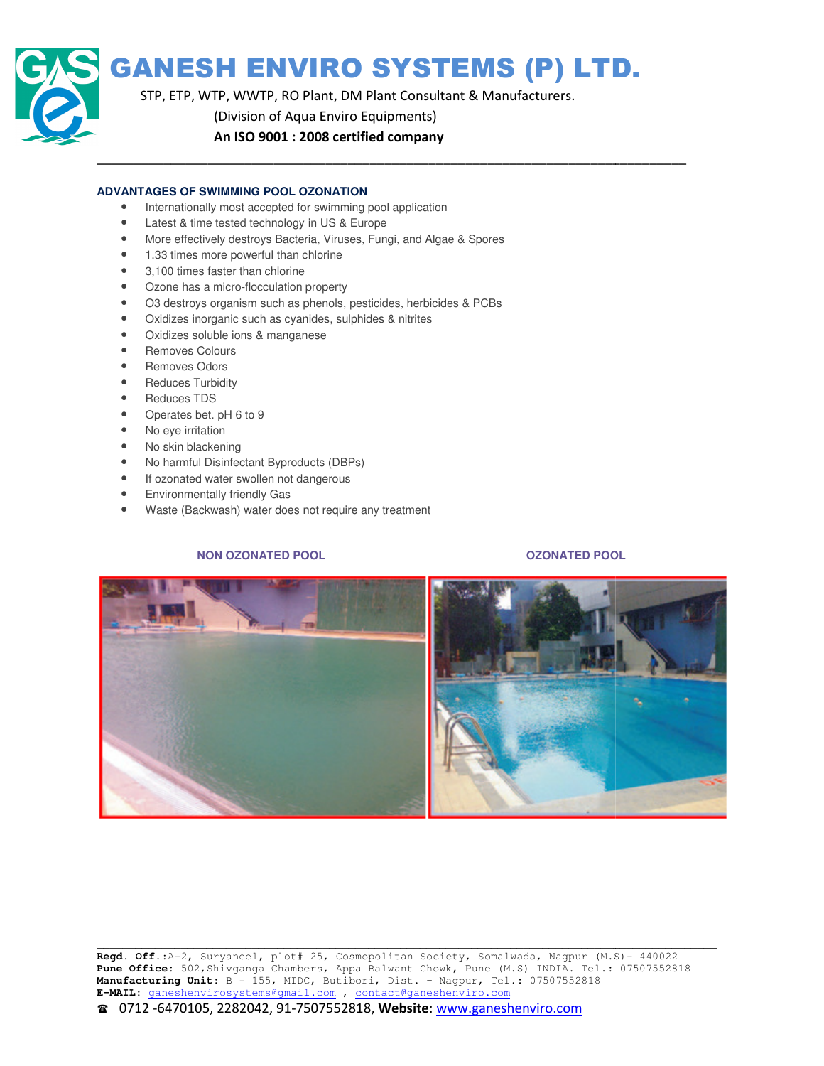# GANESH ENVIRO SYSTEMS (P) LTD.

STP, ETP, WTP, WWTP, RO Plant, DM Plant Consultant & Manufacturers.

(Division of Aqua Enviro Equipments)

**An ISO 9001 : 2008 certified company**

---

## ADVANTAGES OF SWIMMING POOL OZONATION

- Internationally most accepted for swimming pool application
- Latest & time tested technology in US & Europe
- More effectively destroys Bacteria, Viruses, Fungi, and Algae & Spores
- 1.33 times more powerful than chlorine
- 3,100 times faster than chlorine
- Ozone has a micro-flocculation property
- O3 destroys organism such as phenols, pesticides, herbicides & PCBs
- Oxidizes inorganic such as cyanides, sulphides & nitrites
- Oxidizes soluble ions & manganese
- Removes Colours
- Removes Odors
- Reduces Turbidity
- Reduces TDS
- Operates bet. pH 6 to 9
- No eye irritation
- No skin blackening
- No harmful Disinfectant Byproducts (DBPs)
- If ozonated water swollen not dangerous
- Environmentally friendly Gas
- Waste (Backwash) water does not require any treatment

**NON OZONATED POOL** | **OZONATED POOL**

---

**Regd. Off.**:A-2, Suryaneel, plot# 25, Cosmopolitan Society, Somalwada, Nagpur (M.S)- 440022
**Pune Office**: 502,Shivganga Chambers, Appa Balwant Chowk, Pune (M.S) INDIA. Tel.: 07507552818
**Manufacturing Unit**: B - 155, MIDC, Butibori, Dist. - Nagpur, Tel.: 07507552818
**E-MAIL**: ganeshenvirosystems@gmail.com , contact@ganeshenviro.com
☎ 0712 -6470105, 2282042, 91-7507552818, **Website**: www.ganeshenviro.com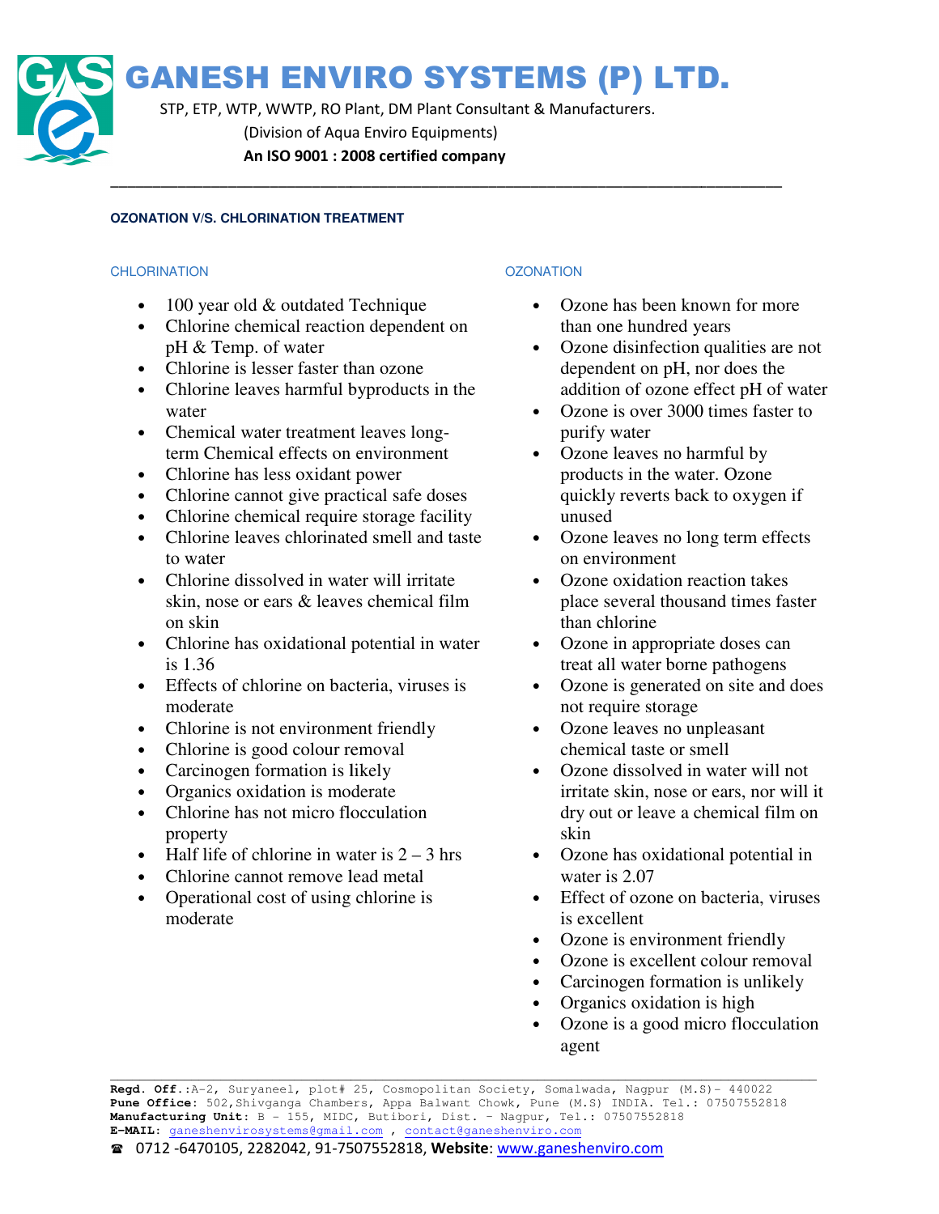# GANESH ENVIRO SYSTEMS (P) LTD.

STP, ETP, WTP, WWTP, RO Plant, DM Plant Consultant & Manufacturers.

(Division of Aqua Enviro Equipments)

**An ISO 9001 : 2008 certified company**

## OZONATION V/S. CHLORINATION TREATMENT

### CHLORINATION

- 100 year old & outdated Technique
- Chlorine chemical reaction dependent on pH & Temp. of water
- Chlorine is lesser faster than ozone
- Chlorine leaves harmful byproducts in the water
- Chemical water treatment leaves long-term Chemical effects on environment
- Chlorine has less oxidant power
- Chlorine cannot give practical safe doses
- Chlorine chemical require storage facility
- Chlorine leaves chlorinated smell and taste to water
- Chlorine dissolved in water will irritate skin, nose or ears & leaves chemical film on skin
- Chlorine has oxidational potential in water is 1.36
- Effects of chlorine on bacteria, viruses is moderate
- Chlorine is not environment friendly
- Chlorine is good colour removal
- Carcinogen formation is likely
- Organics oxidation is moderate
- Chlorine has not micro flocculation property
- Half life of chlorine in water is 2 – 3 hrs
- Chlorine cannot remove lead metal
- Operational cost of using chlorine is moderate

### OZONATION

- Ozone has been known for more than one hundred years
- Ozone disinfection qualities are not dependent on pH, nor does the addition of ozone effect pH of water
- Ozone is over 3000 times faster to purify water
- Ozone leaves no harmful by products in the water. Ozone quickly reverts back to oxygen if unused
- Ozone leaves no long term effects on environment
- Ozone oxidation reaction takes place several thousand times faster than chlorine
- Ozone in appropriate doses can treat all water borne pathogens
- Ozone is generated on site and does not require storage
- Ozone leaves no unpleasant chemical taste or smell
- Ozone dissolved in water will not irritate skin, nose or ears, nor will it dry out or leave a chemical film on skin
- Ozone has oxidational potential in water is 2.07
- Effect of ozone on bacteria, viruses is excellent
- Ozone is environment friendly
- Ozone is excellent colour removal
- Carcinogen formation is unlikely
- Organics oxidation is high
- Ozone is a good micro flocculation agent

**Regd. Off.**:A-2, Suryaneel, plot# 25, Cosmopolitan Society, Somalwada, Nagpur (M.S)- 440022
**Pune Office**: 502,Shivganga Chambers, Appa Balwant Chowk, Pune (M.S) INDIA. Tel.: 07507552818
**Manufacturing Unit**: B - 155, MIDC, Butibori, Dist. - Nagpur, Tel.: 07507552818
**E-MAIL**: ganeshenvirosystems@gmail.com , contact@ganeshenviro.com
☎ 0712 -6470105, 2282042, 91-7507552818, **Website**: www.ganeshenviro.com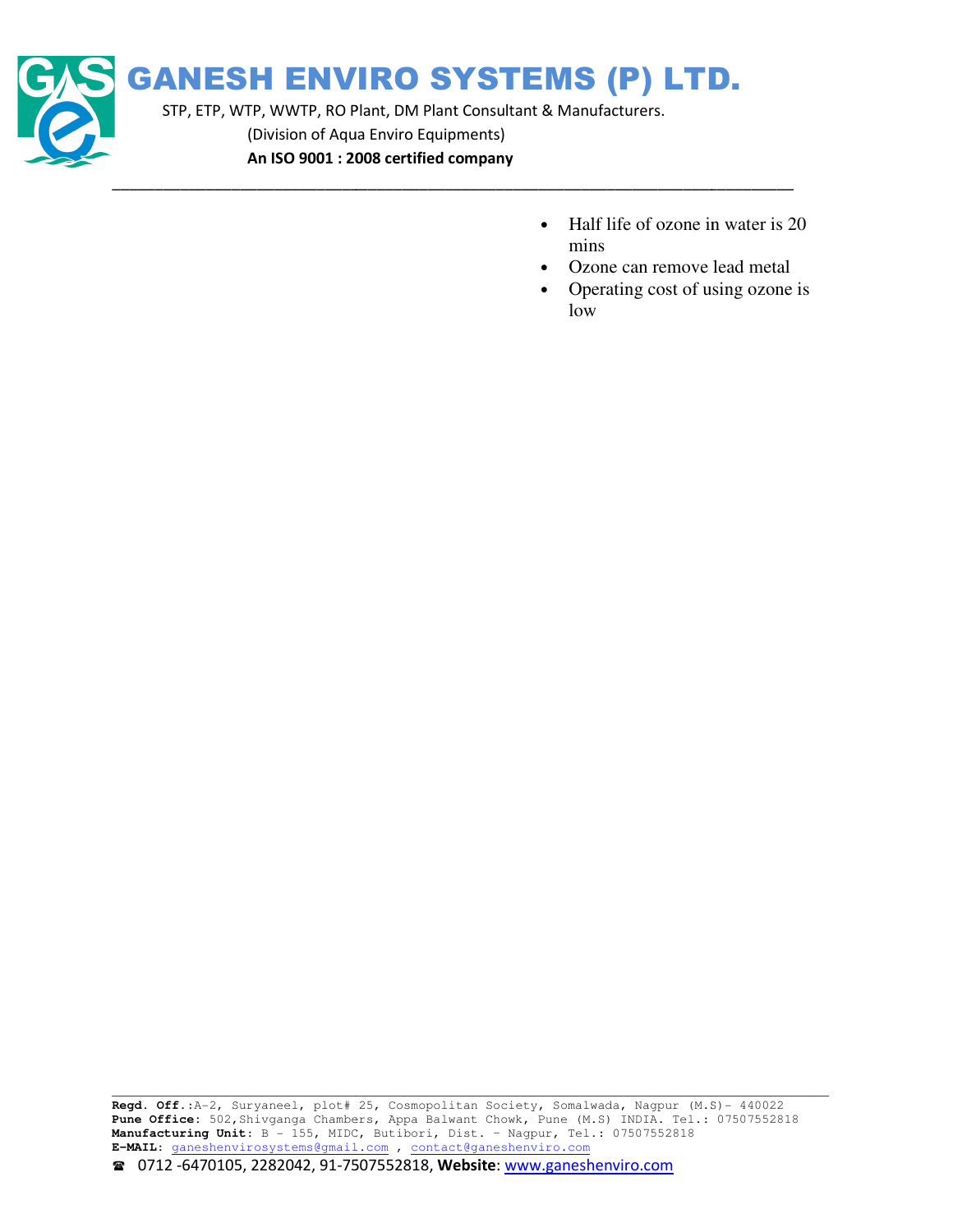- Half life of ozone in water is 20 mins
- Ozone can remove lead metal
- Operating cost of using ozone is low